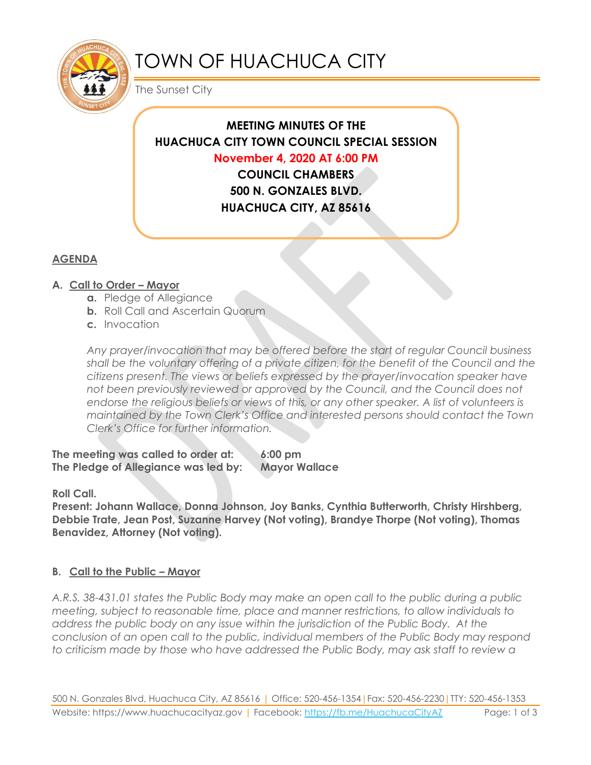# TOWN OF HUACHUCA CITY

The Sunset City

**MEETING MINUTES OF THE**
**HUACHUCA CITY TOWN COUNCIL SPECIAL SESSION**
**November 4, 2020 AT 6:00 PM**
**COUNCIL CHAMBERS**
**500 N. GONZALES BLVD.**
**HUACHUCA CITY, AZ 85616**

## AGENDA

### A. Call to Order – Mayor

a. Pledge of Allegiance
b. Roll Call and Ascertain Quorum
c. Invocation

*Any prayer/invocation that may be offered before the start of regular Council business shall be the voluntary offering of a private citizen, for the benefit of the Council and the citizens present. The views or beliefs expressed by the prayer/invocation speaker have not been previously reviewed or approved by the Council, and the Council does not endorse the religious beliefs or views of this, or any other speaker. A list of volunteers is maintained by the Town Clerk's Office and interested persons should contact the Town Clerk's Office for further information.*

**The meeting was called to order at:** **6:00 pm**
**The Pledge of Allegiance was led by:** **Mayor Wallace**

**Roll Call.**
**Present: Johann Wallace, Donna Johnson, Joy Banks, Cynthia Butterworth, Christy Hirshberg, Debbie Trate, Jean Post, Suzanne Harvey (Not voting), Brandye Thorpe (Not voting), Thomas Benavidez, Attorney (Not voting).**

### B. Call to the Public – Mayor

*A.R.S. 38-431.01 states the Public Body may make an open call to the public during a public meeting, subject to reasonable time, place and manner restrictions, to allow individuals to address the public body on any issue within the jurisdiction of the Public Body. At the conclusion of an open call to the public, individual members of the Public Body may respond to criticism made by those who have addressed the Public Body, may ask staff to review a*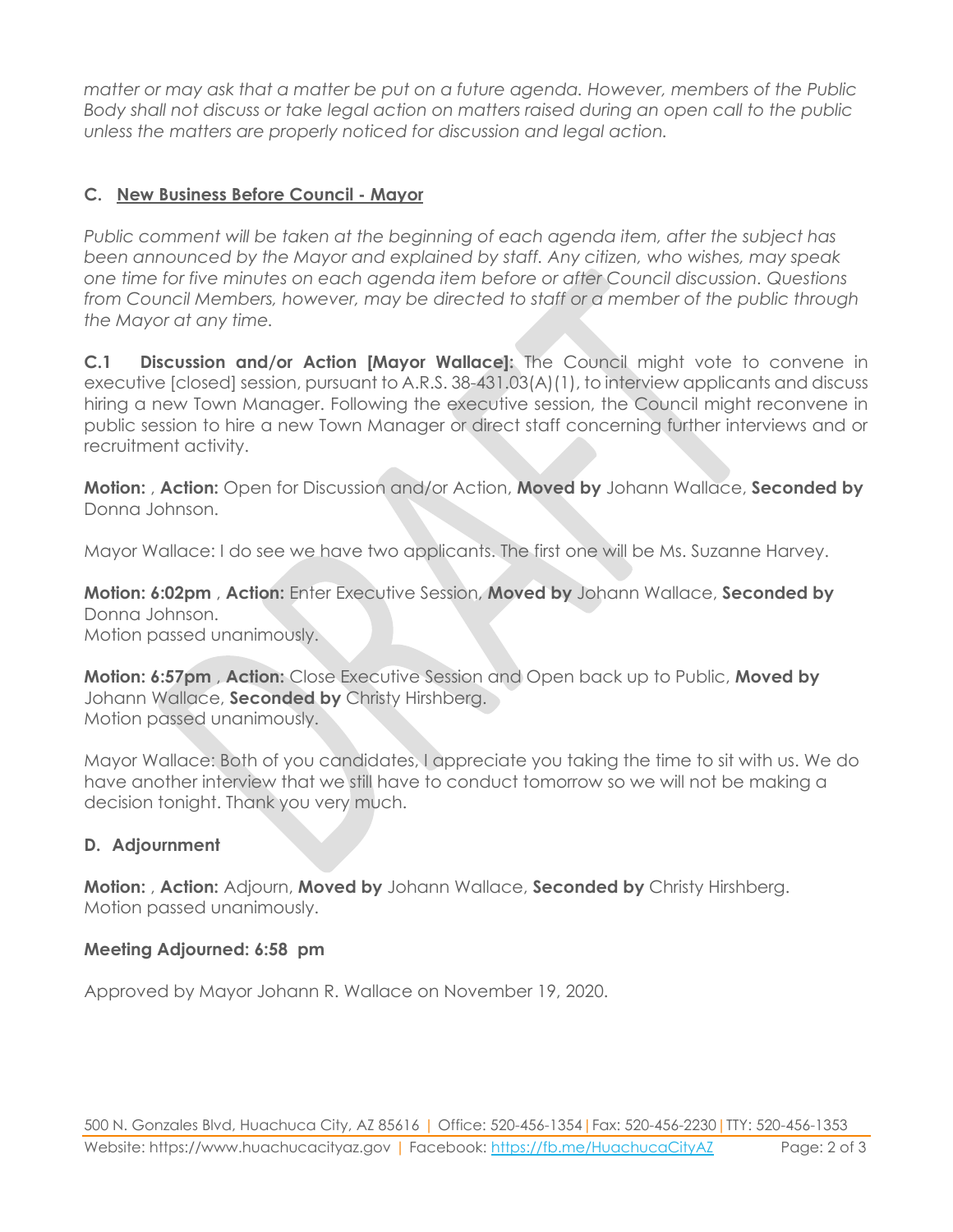*matter or may ask that a matter be put on a future agenda. However, members of the Public Body shall not discuss or take legal action on matters raised during an open call to the public unless the matters are properly noticed for discussion and legal action.*

### C. New Business Before Council - Mayor

*Public comment will be taken at the beginning of each agenda item, after the subject has been announced by the Mayor and explained by staff. Any citizen, who wishes, may speak one time for five minutes on each agenda item before or after Council discussion. Questions from Council Members, however, may be directed to staff or a member of the public through the Mayor at any time.*

**C.1 Discussion and/or Action [Mayor Wallace]:** The Council might vote to convene in executive [closed] session, pursuant to A.R.S. 38-431.03(A)(1), to interview applicants and discuss hiring a new Town Manager. Following the executive session, the Council might reconvene in public session to hire a new Town Manager or direct staff concerning further interviews and or recruitment activity.

**Motion:** , **Action:** Open for Discussion and/or Action, **Moved by** Johann Wallace, **Seconded by** Donna Johnson.

Mayor Wallace: I do see we have two applicants. The first one will be Ms. Suzanne Harvey.

**Motion: 6:02pm** , **Action:** Enter Executive Session, **Moved by** Johann Wallace, **Seconded by** Donna Johnson.
Motion passed unanimously.

**Motion: 6:57pm** , **Action:** Close Executive Session and Open back up to Public, **Moved by** Johann Wallace, **Seconded by** Christy Hirshberg.
Motion passed unanimously.

Mayor Wallace: Both of you candidates, I appreciate you taking the time to sit with us. We do have another interview that we still have to conduct tomorrow so we will not be making a decision tonight. Thank you very much.

### D. Adjournment

**Motion:** , **Action:** Adjourn, **Moved by** Johann Wallace, **Seconded by** Christy Hirshberg.
Motion passed unanimously.

**Meeting Adjourned: 6:58 pm**

Approved by Mayor Johann R. Wallace on November 19, 2020.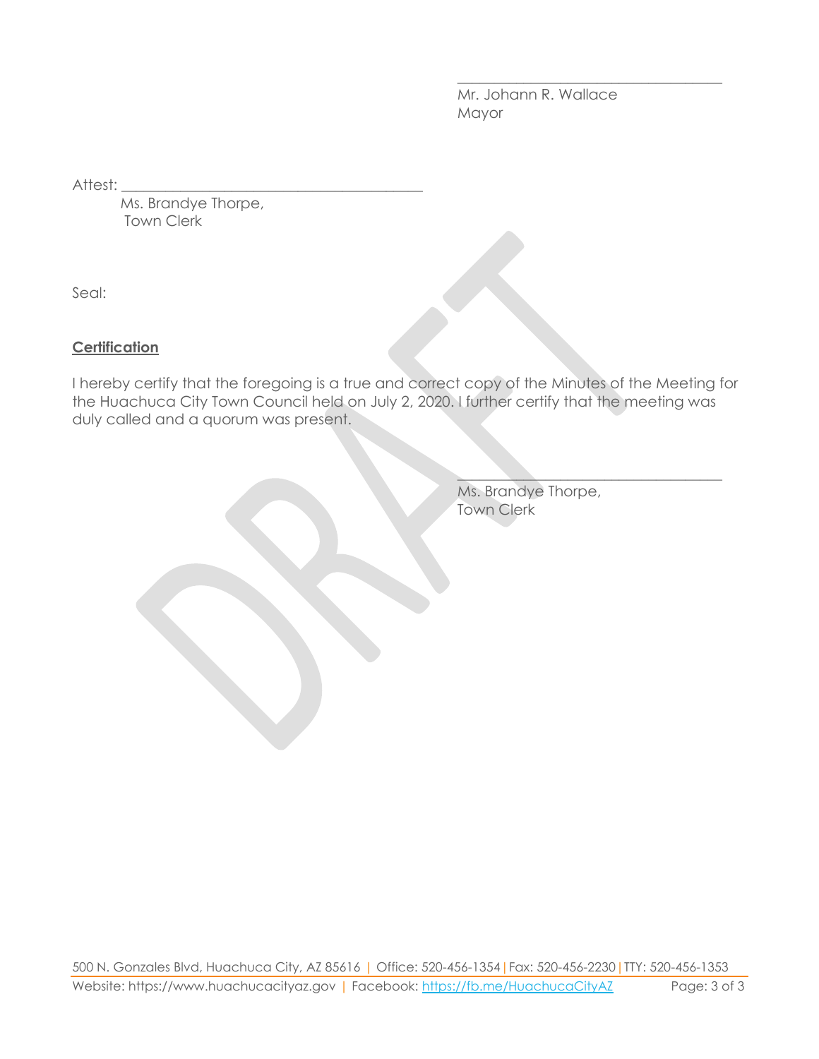\_\_\_\_\_\_\_\_\_\_\_\_\_\_\_\_\_\_\_\_\_\_\_\_\_\_\_\_\_\_\_\_\_\_\_\_

Mr. Johann R. Wallace
Mayor

Attest: \_\_\_\_\_\_\_\_\_\_\_\_\_\_\_\_\_\_\_\_\_\_\_\_\_\_\_\_\_\_\_\_\_\_\_\_\_\_\_\_\_\_\_

Ms. Brandye Thorpe,
Town Clerk

Seal:

**Certification**

I hereby certify that the foregoing is a true and correct copy of the Minutes of the Meeting for the Huachuca City Town Council held on July 2, 2020. I further certify that the meeting was duly called and a quorum was present.

\_\_\_\_\_\_\_\_\_\_\_\_\_\_\_\_\_\_\_\_\_\_\_\_\_\_\_\_\_\_\_\_\_\_\_\_

Ms. Brandye Thorpe,
Town Clerk

DRAFT